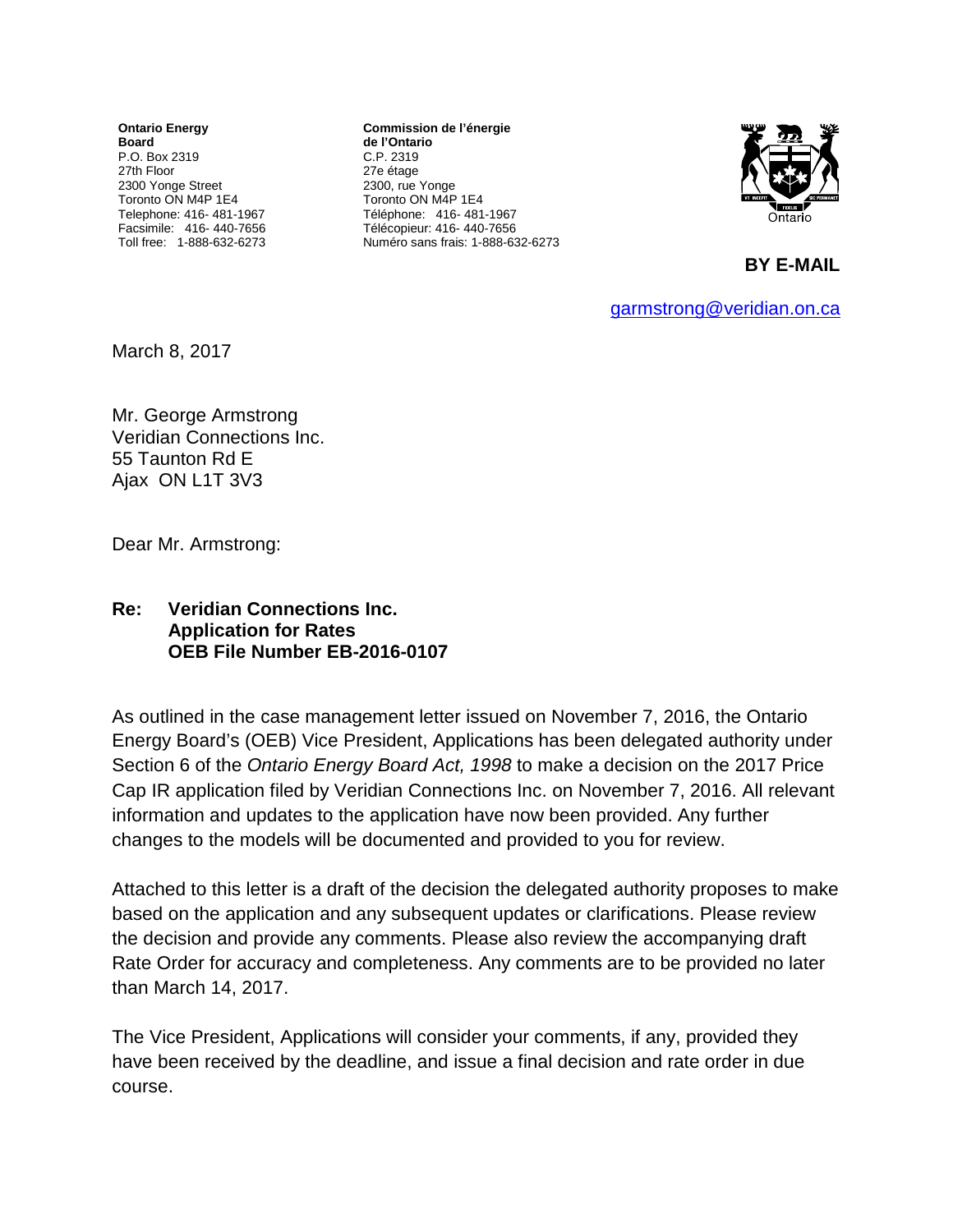**Ontario Energy Board**
P.O. Box 2319
27th Floor
2300 Yonge Street
Toronto ON M4P 1E4
Telephone: 416- 481-1967
Facsimile: 416- 440-7656
Toll free: 1-888-632-6273

**Commission de l'énergie de l'Ontario**
C.P. 2319
27e étage
2300, rue Yonge
Toronto ON M4P 1E4
Téléphone: 416- 481-1967
Télécopieur: 416- 440-7656
Numéro sans frais: 1-888-632-6273

**BY E-MAIL**

garmstrong@veridian.on.ca

March 8, 2017

Mr. George Armstrong
Veridian Connections Inc.
55 Taunton Rd E
Ajax ON L1T 3V3

Dear Mr. Armstrong:

**Re: Veridian Connections Inc.**
**Application for Rates**
**OEB File Number EB-2016-0107**

As outlined in the case management letter issued on November 7, 2016, the Ontario Energy Board's (OEB) Vice President, Applications has been delegated authority under Section 6 of the *Ontario Energy Board Act, 1998* to make a decision on the 2017 Price Cap IR application filed by Veridian Connections Inc. on November 7, 2016. All relevant information and updates to the application have now been provided. Any further changes to the models will be documented and provided to you for review.

Attached to this letter is a draft of the decision the delegated authority proposes to make based on the application and any subsequent updates or clarifications. Please review the decision and provide any comments. Please also review the accompanying draft Rate Order for accuracy and completeness. Any comments are to be provided no later than March 14, 2017.

The Vice President, Applications will consider your comments, if any, provided they have been received by the deadline, and issue a final decision and rate order in due course.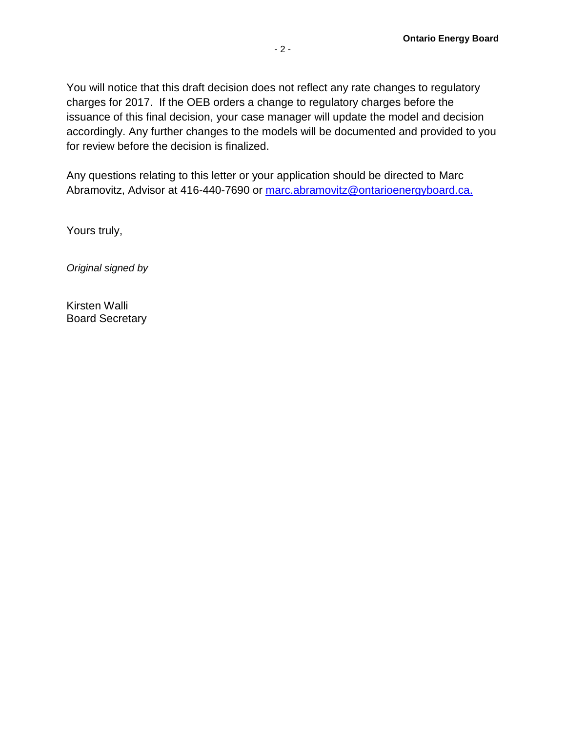You will notice that this draft decision does not reflect any rate changes to regulatory charges for 2017. If the OEB orders a change to regulatory charges before the issuance of this final decision, your case manager will update the model and decision accordingly. Any further changes to the models will be documented and provided to you for review before the decision is finalized.

Any questions relating to this letter or your application should be directed to Marc Abramovitz, Advisor at 416-440-7690 or [marc.abramovitz@ontarioenergyboard.ca.](mailto:marc.abramovitz@ontarioenergyboard.ca)

Yours truly,

*Original signed by*

Kirsten Walli
Board Secretary